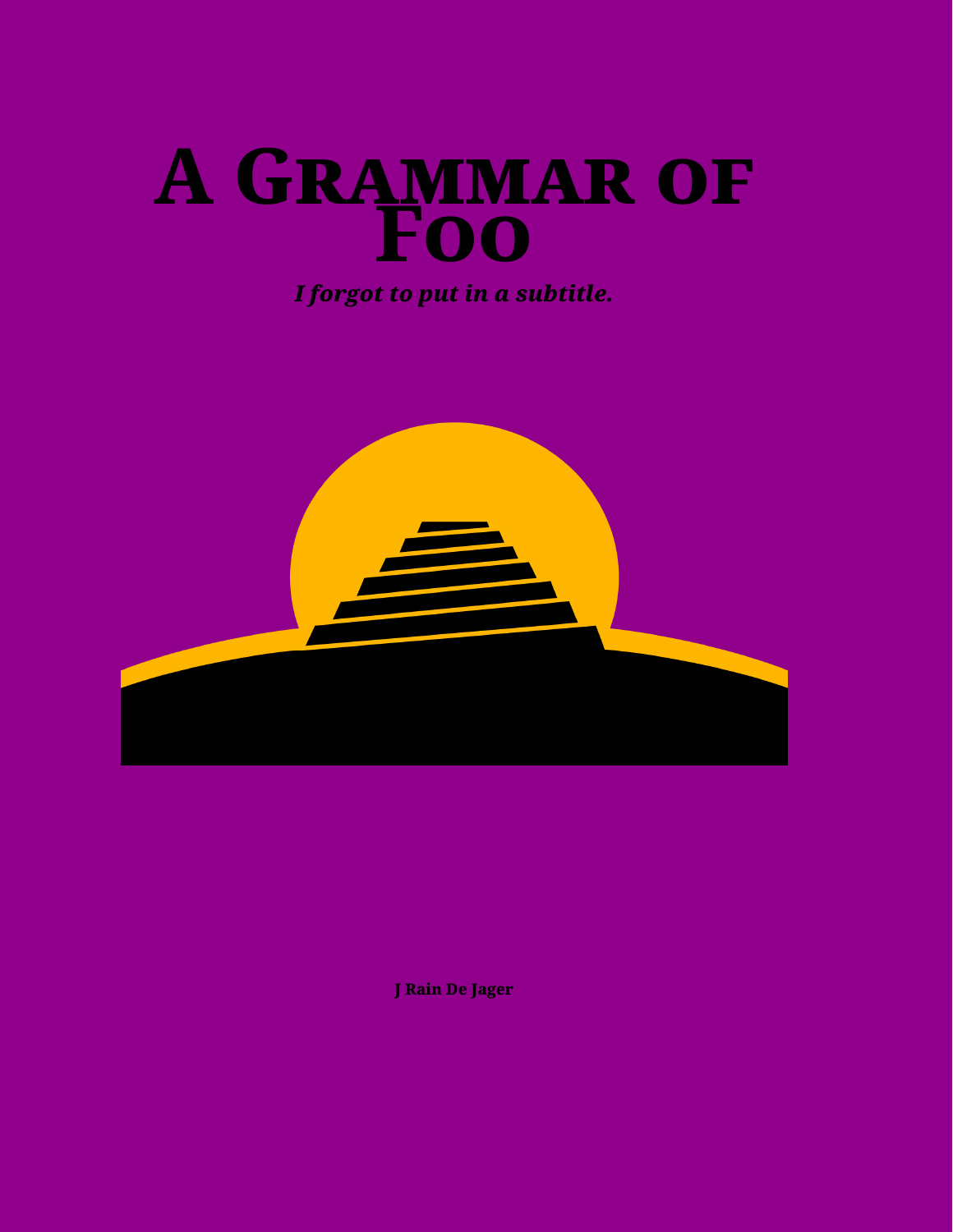# A Grammar of Foo

*I forgot to put in a subtitle.*

**J Rain De Jager**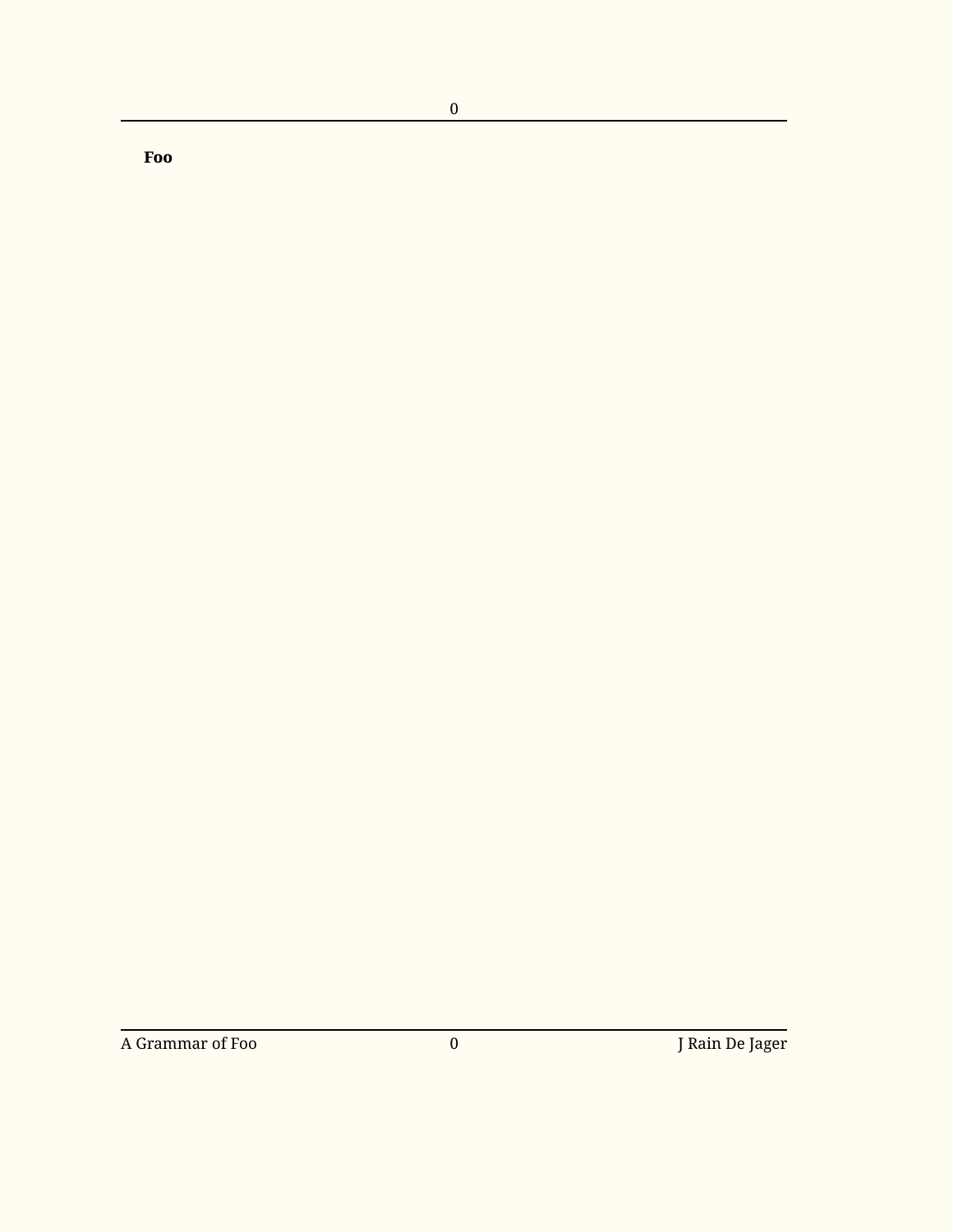**Foo**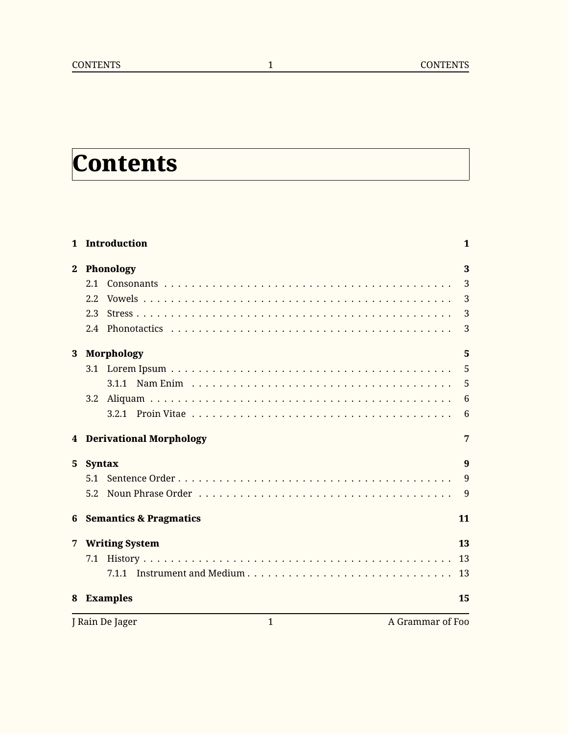# Contents

**1 Introduction** **1**

**2 Phonology** **3**

- 2.1 Consonants . . . 3
- 2.2 Vowels . . . 3
- 2.3 Stress . . . 3
- 2.4 Phonotactics . . . 3

**3 Morphology** **5**

- 3.1 Lorem Ipsum . . . 5
  - 3.1.1 Nam Enim . . . 5
- 3.2 Aliquam . . . 6
  - 3.2.1 Proin Vitae . . . 6

**4 Derivational Morphology** **7**

**5 Syntax** **9**

- 5.1 Sentence Order . . . 9
- 5.2 Noun Phrase Order . . . 9

**6 Semantics & Pragmatics** **11**

**7 Writing System** **13**

- 7.1 History . . . 13
  - 7.1.1 Instrument and Medium . . . 13

**8 Examples** **15**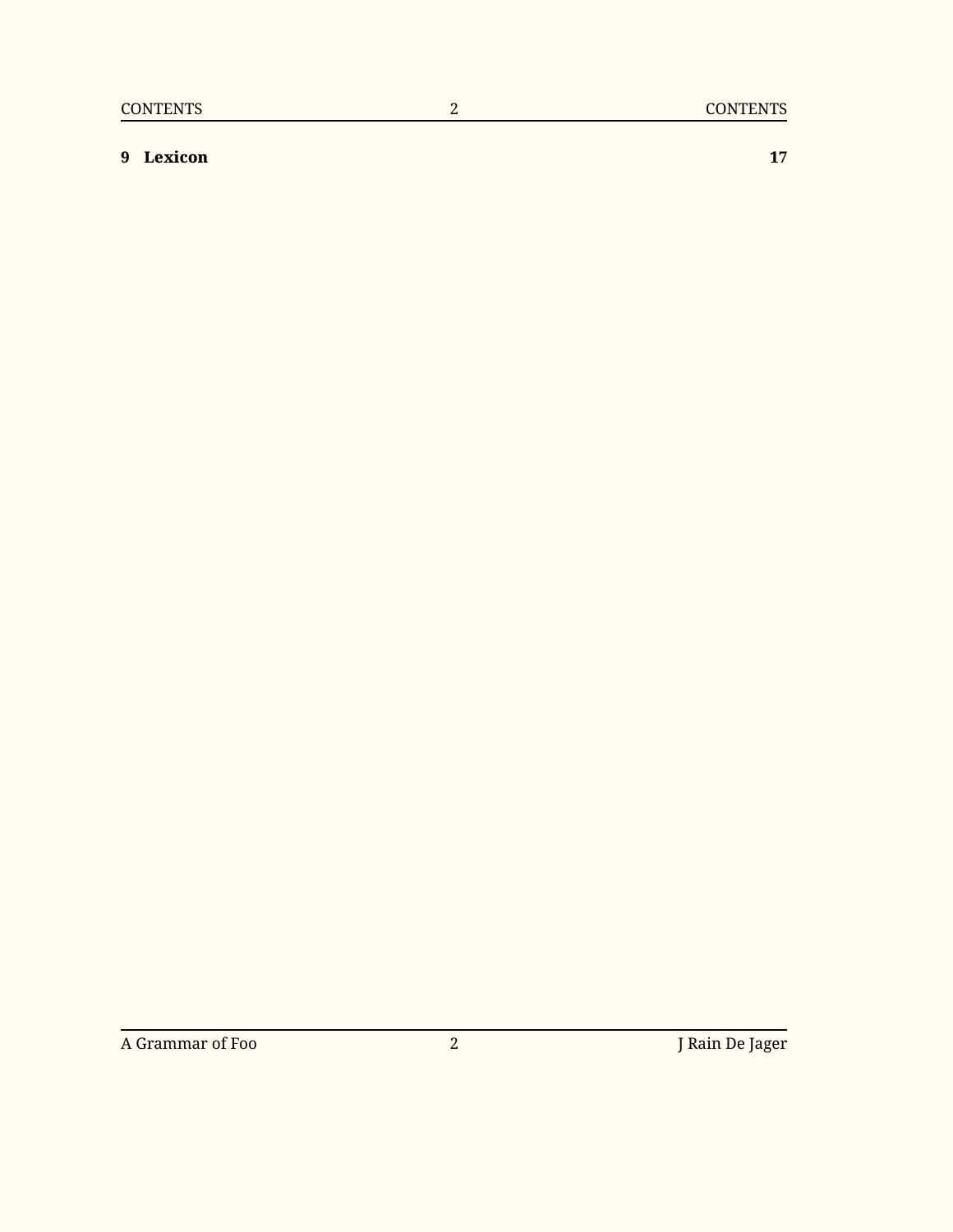**9 Lexicon** **17**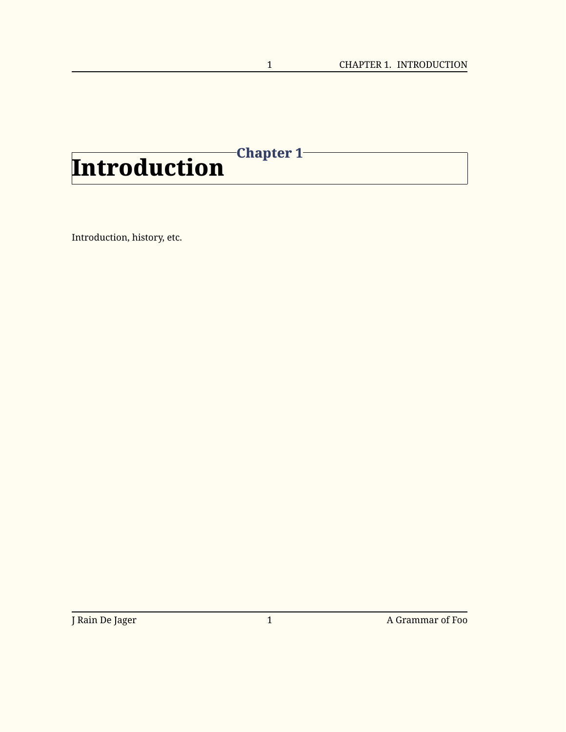# Chapter 1
# Introduction

Introduction, history, etc.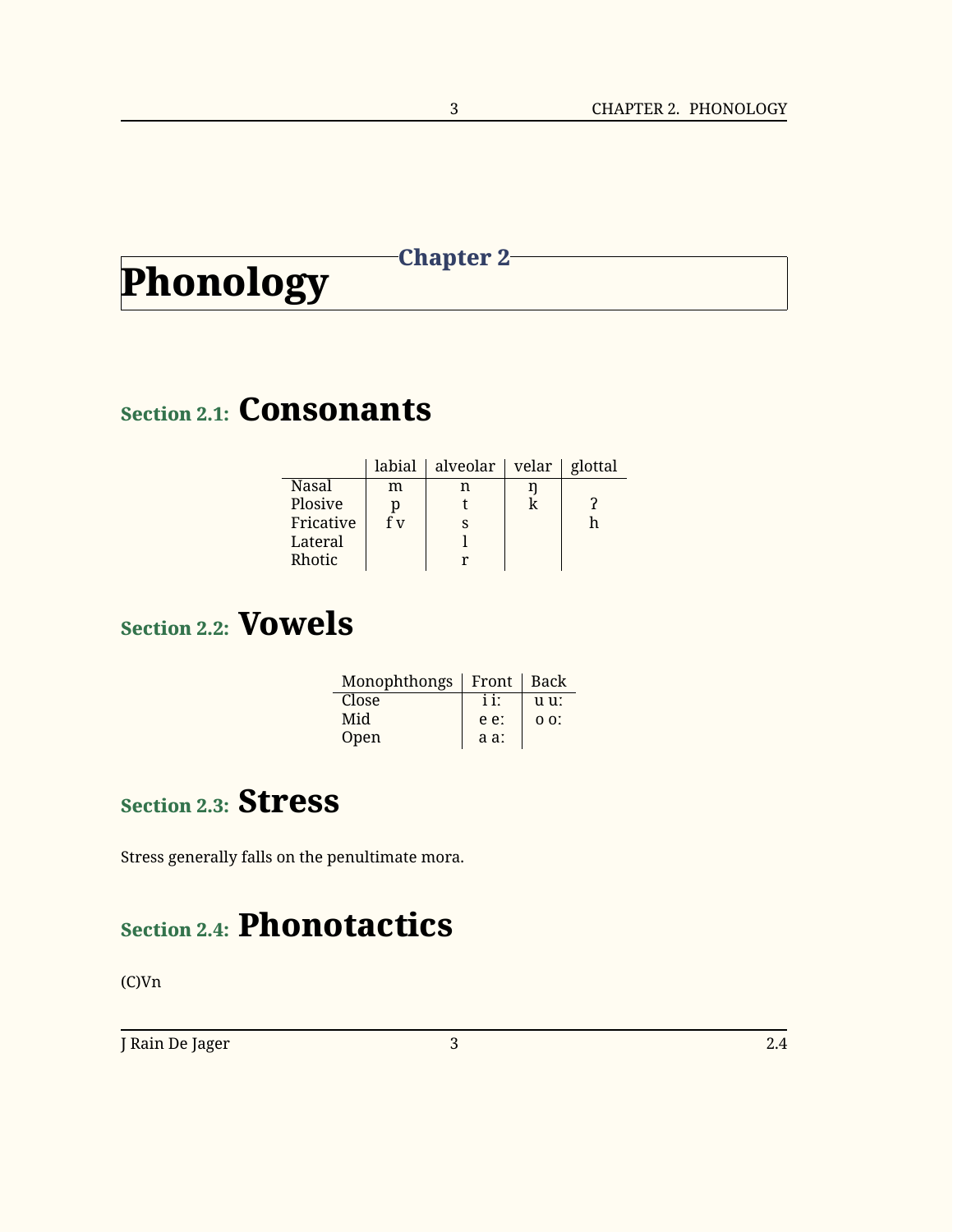# Chapter 2

# Phonology

## Section 2.1: Consonants

| | labial | alveolar | velar | glottal |
|---|---|---|---|---|
| Nasal | m | n | ŋ | |
| Plosive | p | t | k | ʔ |
| Fricative | f v | s | | h |
| Lateral | | l | | |
| Rhotic | | r | | |

## Section 2.2: Vowels

| Monophthongs | Front | Back |
|---|---|---|
| Close | i iː | u uː |
| Mid | e eː | o oː |
| Open | a aː | |

## Section 2.3: Stress

Stress generally falls on the penultimate mora.

## Section 2.4: Phonotactics

(C)Vn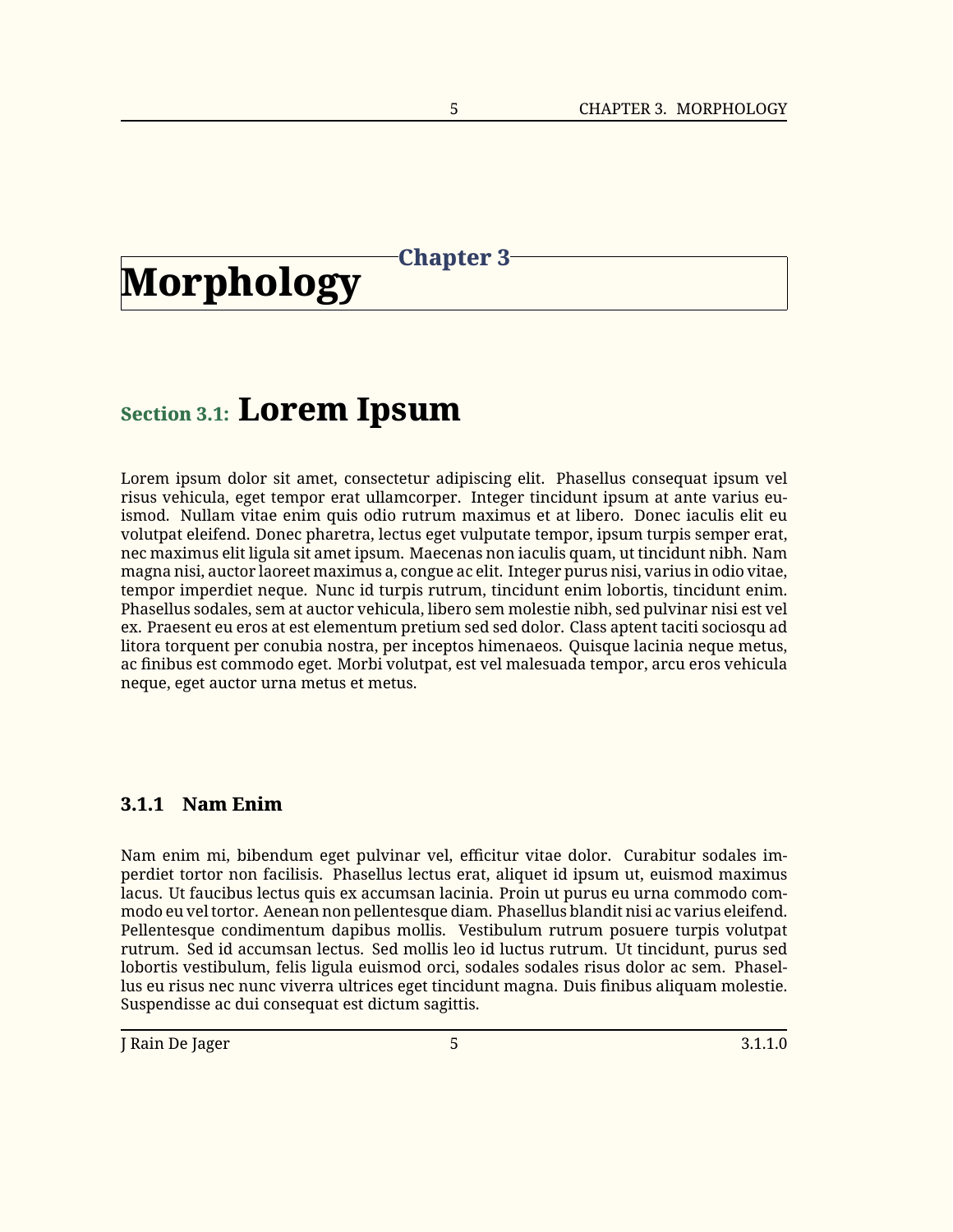# Chapter 3 Morphology

## Section 3.1: Lorem Ipsum

Lorem ipsum dolor sit amet, consectetur adipiscing elit. Phasellus consequat ipsum vel risus vehicula, eget tempor erat ullamcorper. Integer tincidunt ipsum at ante varius euismod. Nullam vitae enim quis odio rutrum maximus et at libero. Donec iaculis elit eu volutpat eleifend. Donec pharetra, lectus eget vulputate tempor, ipsum turpis semper erat, nec maximus elit ligula sit amet ipsum. Maecenas non iaculis quam, ut tincidunt nibh. Nam magna nisi, auctor laoreet maximus a, congue ac elit. Integer purus nisi, varius in odio vitae, tempor imperdiet neque. Nunc id turpis rutrum, tincidunt enim lobortis, tincidunt enim. Phasellus sodales, sem at auctor vehicula, libero sem molestie nibh, sed pulvinar nisi est vel ex. Praesent eu eros at est elementum pretium sed sed dolor. Class aptent taciti sociosqu ad litora torquent per conubia nostra, per inceptos himenaeos. Quisque lacinia neque metus, ac finibus est commodo eget. Morbi volutpat, est vel malesuada tempor, arcu eros vehicula neque, eget auctor urna metus et metus.

### 3.1.1 Nam Enim

Nam enim mi, bibendum eget pulvinar vel, efficitur vitae dolor. Curabitur sodales imperdiet tortor non facilisis. Phasellus lectus erat, aliquet id ipsum ut, euismod maximus lacus. Ut faucibus lectus quis ex accumsan lacinia. Proin ut purus eu urna commodo commodo eu vel tortor. Aenean non pellentesque diam. Phasellus blandit nisi ac varius eleifend. Pellentesque condimentum dapibus mollis. Vestibulum rutrum posuere turpis volutpat rutrum. Sed id accumsan lectus. Sed mollis leo id luctus rutrum. Ut tincidunt, purus sed lobortis vestibulum, felis ligula euismod orci, sodales sodales risus dolor ac sem. Phasellus eu risus nec nunc viverra ultrices eget tincidunt magna. Duis finibus aliquam molestie. Suspendisse ac dui consequat est dictum sagittis.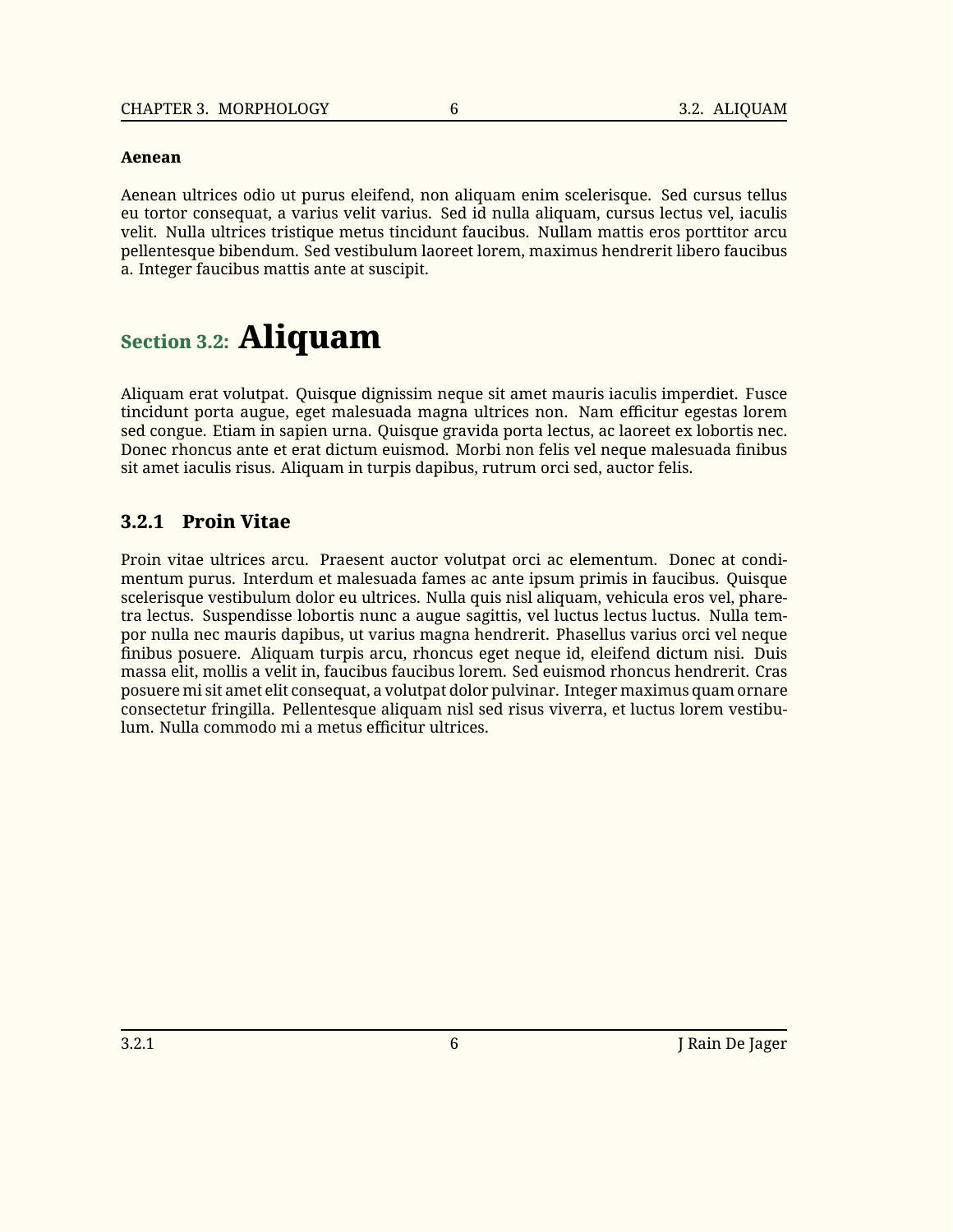#### Aenean

Aenean ultrices odio ut purus eleifend, non aliquam enim scelerisque. Sed cursus tellus eu tortor consequat, a varius velit varius. Sed id nulla aliquam, cursus lectus vel, iaculis velit. Nulla ultrices tristique metus tincidunt faucibus. Nullam mattis eros porttitor arcu pellentesque bibendum. Sed vestibulum laoreet lorem, maximus hendrerit libero faucibus a. Integer faucibus mattis ante at suscipit.

## Section 3.2: Aliquam

Aliquam erat volutpat. Quisque dignissim neque sit amet mauris iaculis imperdiet. Fusce tincidunt porta augue, eget malesuada magna ultrices non. Nam efficitur egestas lorem sed congue. Etiam in sapien urna. Quisque gravida porta lectus, ac laoreet ex lobortis nec. Donec rhoncus ante et erat dictum euismod. Morbi non felis vel neque malesuada finibus sit amet iaculis risus. Aliquam in turpis dapibus, rutrum orci sed, auctor felis.

### 3.2.1 Proin Vitae

Proin vitae ultrices arcu. Praesent auctor volutpat orci ac elementum. Donec at condimentum purus. Interdum et malesuada fames ac ante ipsum primis in faucibus. Quisque scelerisque vestibulum dolor eu ultrices. Nulla quis nisl aliquam, vehicula eros vel, pharetra lectus. Suspendisse lobortis nunc a augue sagittis, vel luctus lectus luctus. Nulla tempor nulla nec mauris dapibus, ut varius magna hendrerit. Phasellus varius orci vel neque finibus posuere. Aliquam turpis arcu, rhoncus eget neque id, eleifend dictum nisi. Duis massa elit, mollis a velit in, faucibus faucibus lorem. Sed euismod rhoncus hendrerit. Cras posuere mi sit amet elit consequat, a volutpat dolor pulvinar. Integer maximus quam ornare consectetur fringilla. Pellentesque aliquam nisl sed risus viverra, et luctus lorem vestibulum. Nulla commodo mi a metus efficitur ultrices.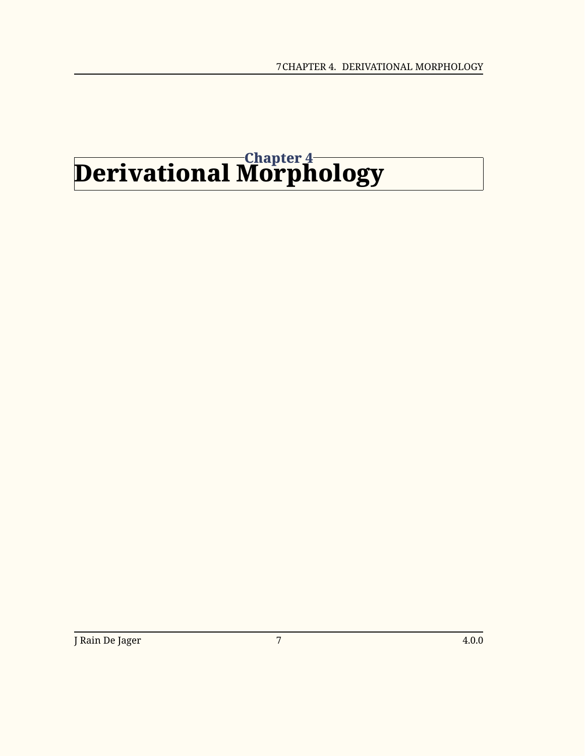# Chapter 4
# Derivational Morphology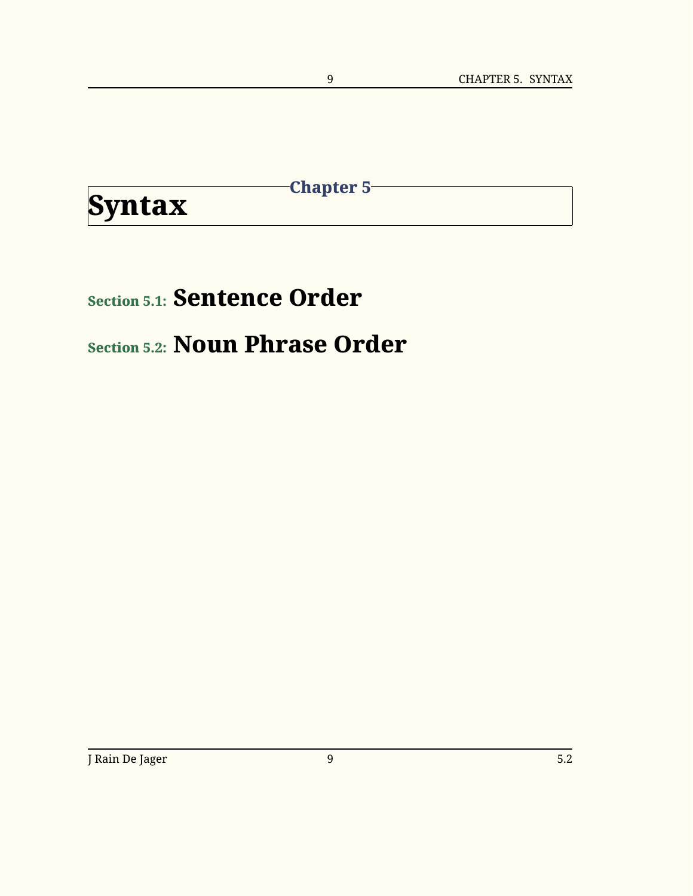# Chapter 5
# Syntax

## Section 5.1: Sentence Order

## Section 5.2: Noun Phrase Order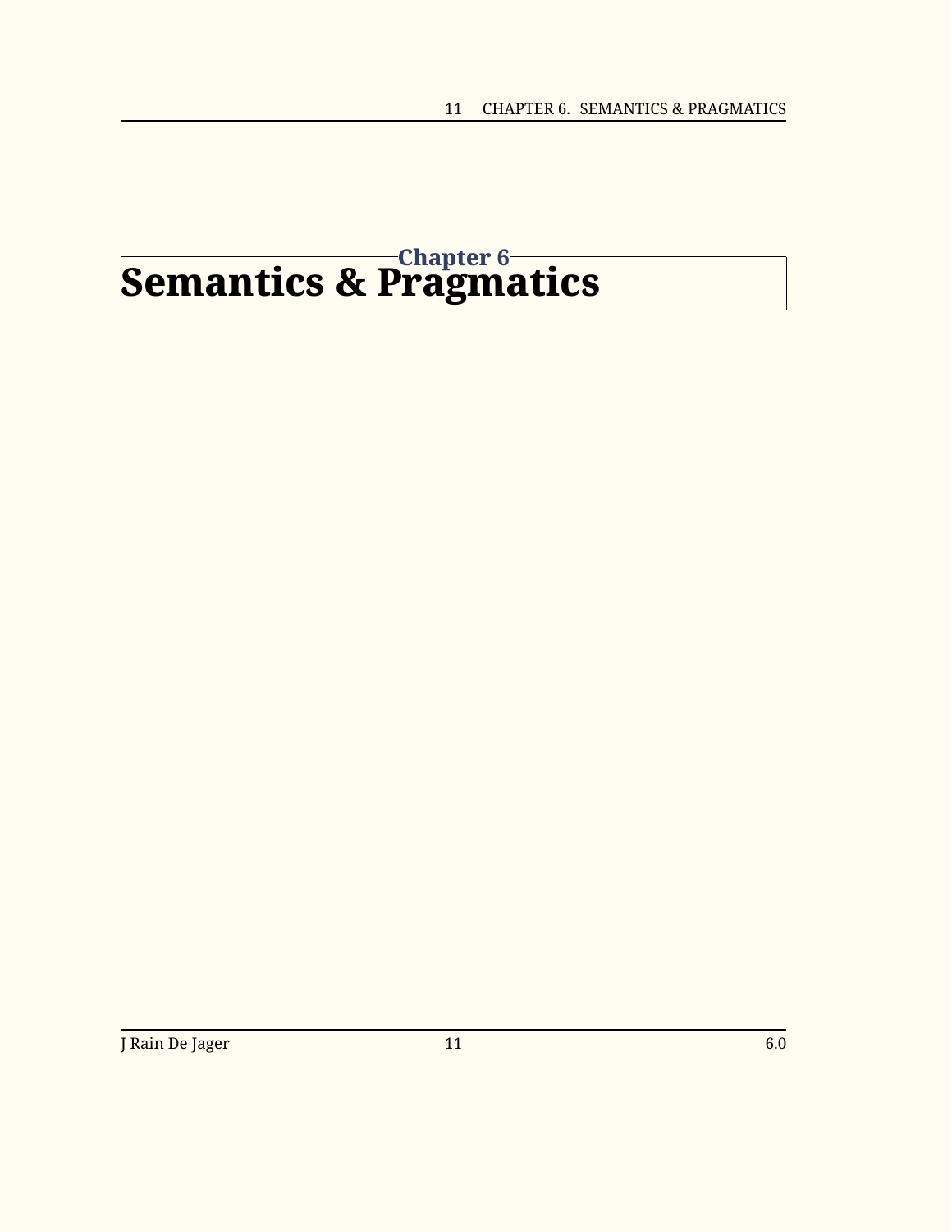# Chapter 6
# Semantics & Pragmatics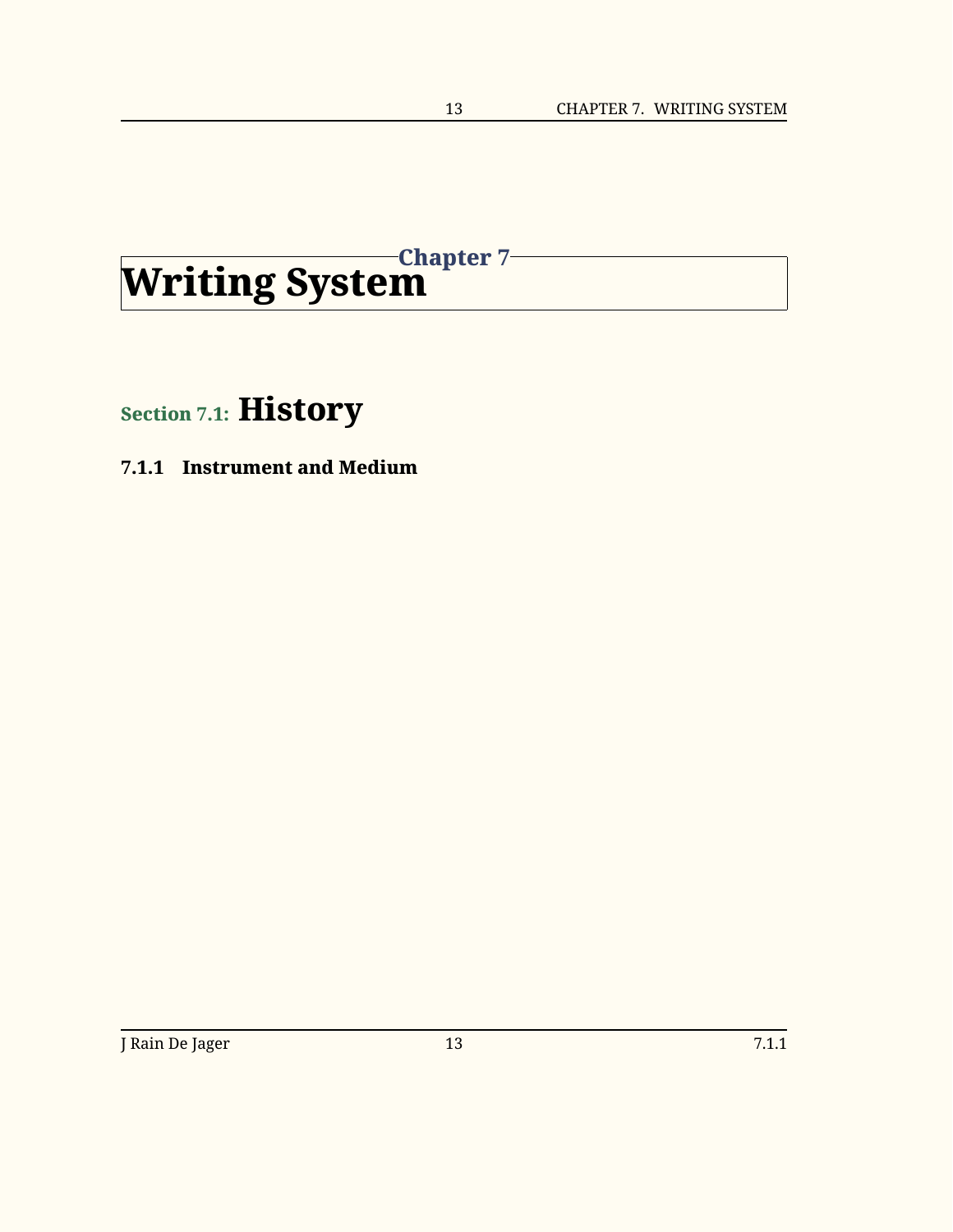# Chapter 7
# Writing System

## Section 7.1: History

### 7.1.1 Instrument and Medium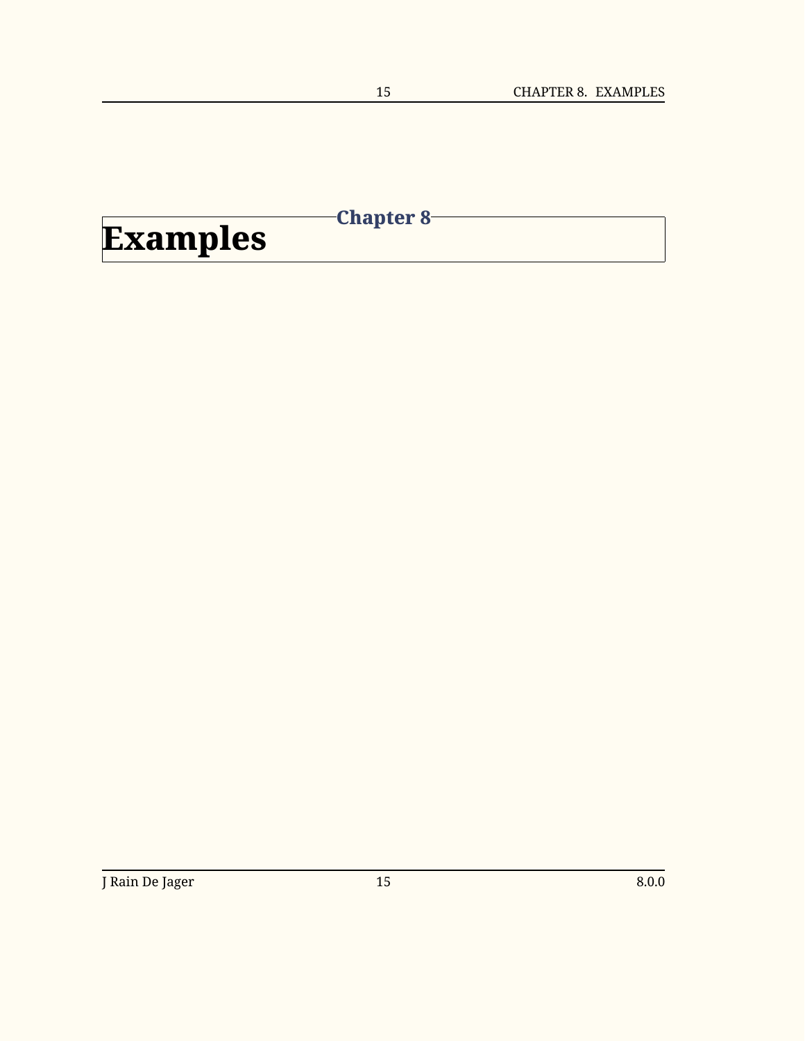# Chapter 8
# Examples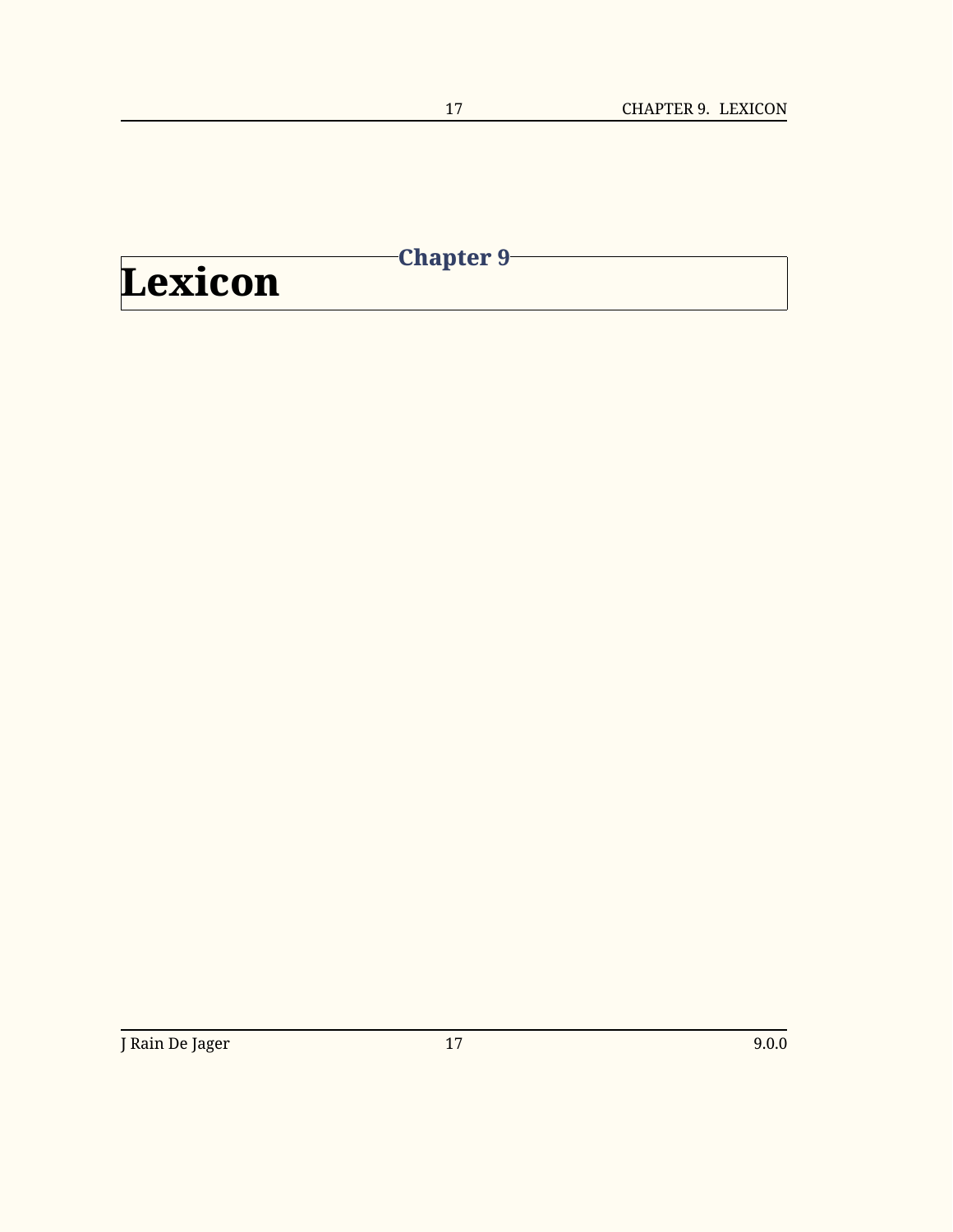# Chapter 9

# Lexicon